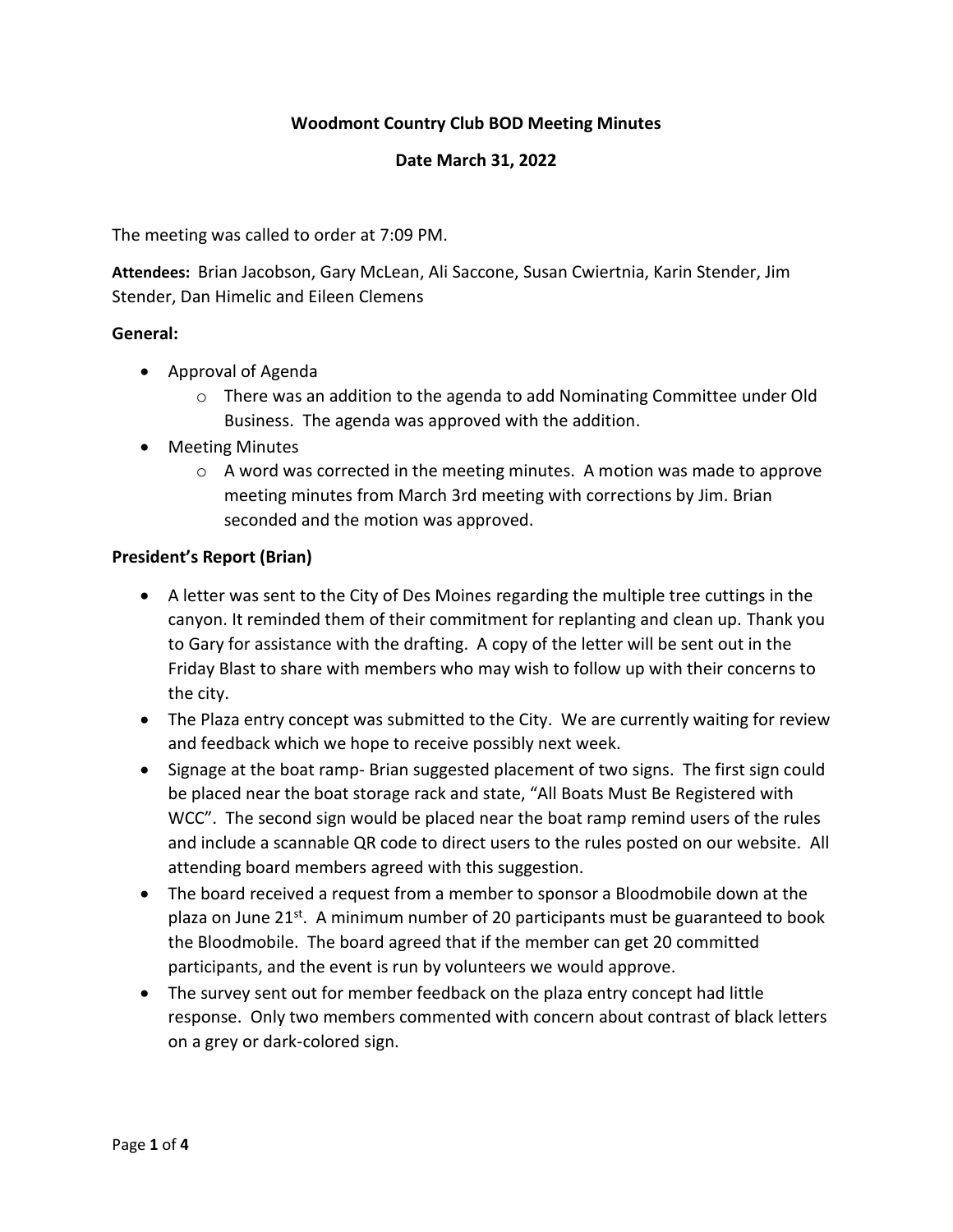**Woodmont Country Club BOD Meeting Minutes**

**Date March 31, 2022**

The meeting was called to order at 7:09 PM.

**Attendees:** Brian Jacobson, Gary McLean, Ali Saccone, Susan Cwiertnia, Karin Stender, Jim Stender, Dan Himelic and Eileen Clemens

**General:**

- Approval of Agenda
  - There was an addition to the agenda to add Nominating Committee under Old Business. The agenda was approved with the addition.
- Meeting Minutes
  - A word was corrected in the meeting minutes. A motion was made to approve meeting minutes from March 3rd meeting with corrections by Jim. Brian seconded and the motion was approved.

**President's Report (Brian)**

- A letter was sent to the City of Des Moines regarding the multiple tree cuttings in the canyon. It reminded them of their commitment for replanting and clean up. Thank you to Gary for assistance with the drafting. A copy of the letter will be sent out in the Friday Blast to share with members who may wish to follow up with their concerns to the city.
- The Plaza entry concept was submitted to the City. We are currently waiting for review and feedback which we hope to receive possibly next week.
- Signage at the boat ramp- Brian suggested placement of two signs. The first sign could be placed near the boat storage rack and state, "All Boats Must Be Registered with WCC". The second sign would be placed near the boat ramp remind users of the rules and include a scannable QR code to direct users to the rules posted on our website. All attending board members agreed with this suggestion.
- The board received a request from a member to sponsor a Bloodmobile down at the plaza on June 21st. A minimum number of 20 participants must be guaranteed to book the Bloodmobile. The board agreed that if the member can get 20 committed participants, and the event is run by volunteers we would approve.
- The survey sent out for member feedback on the plaza entry concept had little response. Only two members commented with concern about contrast of black letters on a grey or dark-colored sign.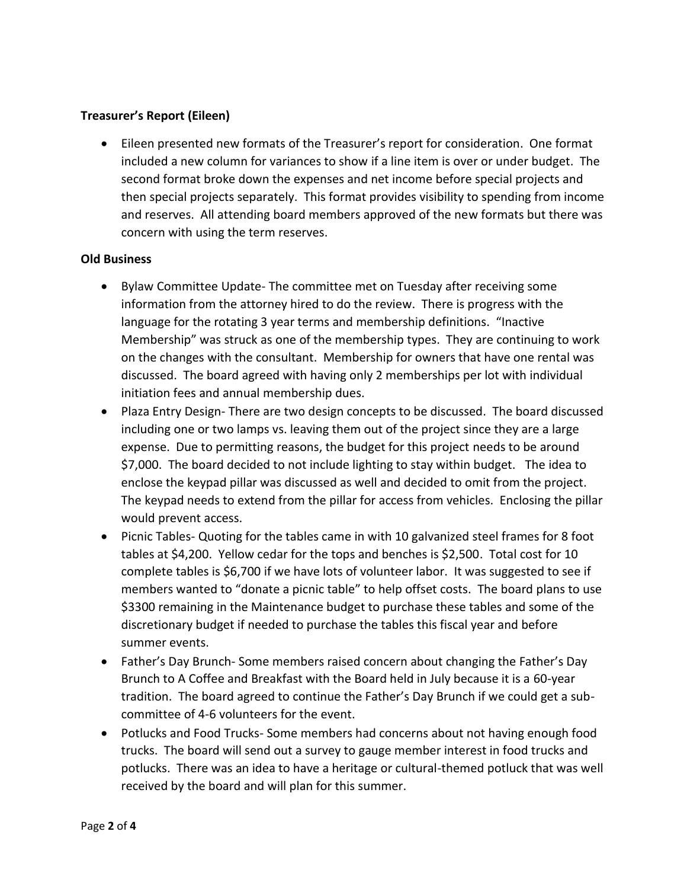**Treasurer's Report (Eileen)**

- Eileen presented new formats of the Treasurer's report for consideration. One format included a new column for variances to show if a line item is over or under budget. The second format broke down the expenses and net income before special projects and then special projects separately. This format provides visibility to spending from income and reserves. All attending board members approved of the new formats but there was concern with using the term reserves.

**Old Business**

- Bylaw Committee Update- The committee met on Tuesday after receiving some information from the attorney hired to do the review. There is progress with the language for the rotating 3 year terms and membership definitions. "Inactive Membership" was struck as one of the membership types. They are continuing to work on the changes with the consultant. Membership for owners that have one rental was discussed. The board agreed with having only 2 memberships per lot with individual initiation fees and annual membership dues.
- Plaza Entry Design- There are two design concepts to be discussed. The board discussed including one or two lamps vs. leaving them out of the project since they are a large expense. Due to permitting reasons, the budget for this project needs to be around $7,000. The board decided to not include lighting to stay within budget. The idea to enclose the keypad pillar was discussed as well and decided to omit from the project. The keypad needs to extend from the pillar for access from vehicles. Enclosing the pillar would prevent access.
- Picnic Tables- Quoting for the tables came in with 10 galvanized steel frames for 8 foot tables at $4,200. Yellow cedar for the tops and benches is $2,500. Total cost for 10 complete tables is $6,700 if we have lots of volunteer labor. It was suggested to see if members wanted to "donate a picnic table" to help offset costs. The board plans to use $3300 remaining in the Maintenance budget to purchase these tables and some of the discretionary budget if needed to purchase the tables this fiscal year and before summer events.
- Father's Day Brunch- Some members raised concern about changing the Father's Day Brunch to A Coffee and Breakfast with the Board held in July because it is a 60-year tradition. The board agreed to continue the Father's Day Brunch if we could get a sub-committee of 4-6 volunteers for the event.
- Potlucks and Food Trucks- Some members had concerns about not having enough food trucks. The board will send out a survey to gauge member interest in food trucks and potlucks. There was an idea to have a heritage or cultural-themed potluck that was well received by the board and will plan for this summer.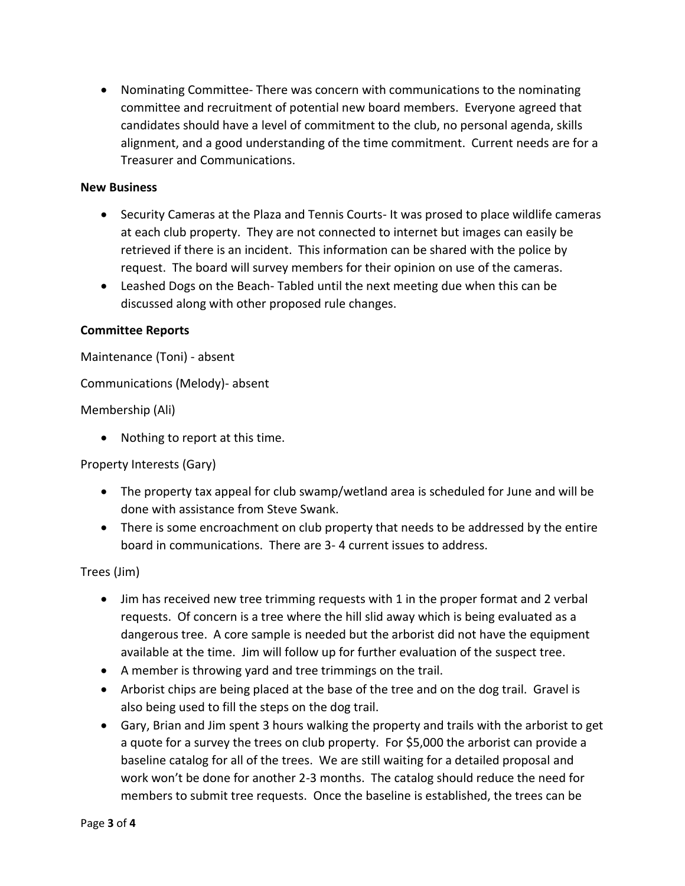- Nominating Committee- There was concern with communications to the nominating committee and recruitment of potential new board members. Everyone agreed that candidates should have a level of commitment to the club, no personal agenda, skills alignment, and a good understanding of the time commitment. Current needs are for a Treasurer and Communications.

**New Business**

- Security Cameras at the Plaza and Tennis Courts- It was prosed to place wildlife cameras at each club property. They are not connected to internet but images can easily be retrieved if there is an incident. This information can be shared with the police by request. The board will survey members for their opinion on use of the cameras.
- Leashed Dogs on the Beach- Tabled until the next meeting due when this can be discussed along with other proposed rule changes.

**Committee Reports**

Maintenance (Toni) - absent

Communications (Melody)- absent

Membership (Ali)

- Nothing to report at this time.

Property Interests (Gary)

- The property tax appeal for club swamp/wetland area is scheduled for June and will be done with assistance from Steve Swank.
- There is some encroachment on club property that needs to be addressed by the entire board in communications. There are 3- 4 current issues to address.

Trees (Jim)

- Jim has received new tree trimming requests with 1 in the proper format and 2 verbal requests. Of concern is a tree where the hill slid away which is being evaluated as a dangerous tree. A core sample is needed but the arborist did not have the equipment available at the time. Jim will follow up for further evaluation of the suspect tree.
- A member is throwing yard and tree trimmings on the trail.
- Arborist chips are being placed at the base of the tree and on the dog trail. Gravel is also being used to fill the steps on the dog trail.
- Gary, Brian and Jim spent 3 hours walking the property and trails with the arborist to get a quote for a survey the trees on club property. For $5,000 the arborist can provide a baseline catalog for all of the trees. We are still waiting for a detailed proposal and work won't be done for another 2-3 months. The catalog should reduce the need for members to submit tree requests. Once the baseline is established, the trees can be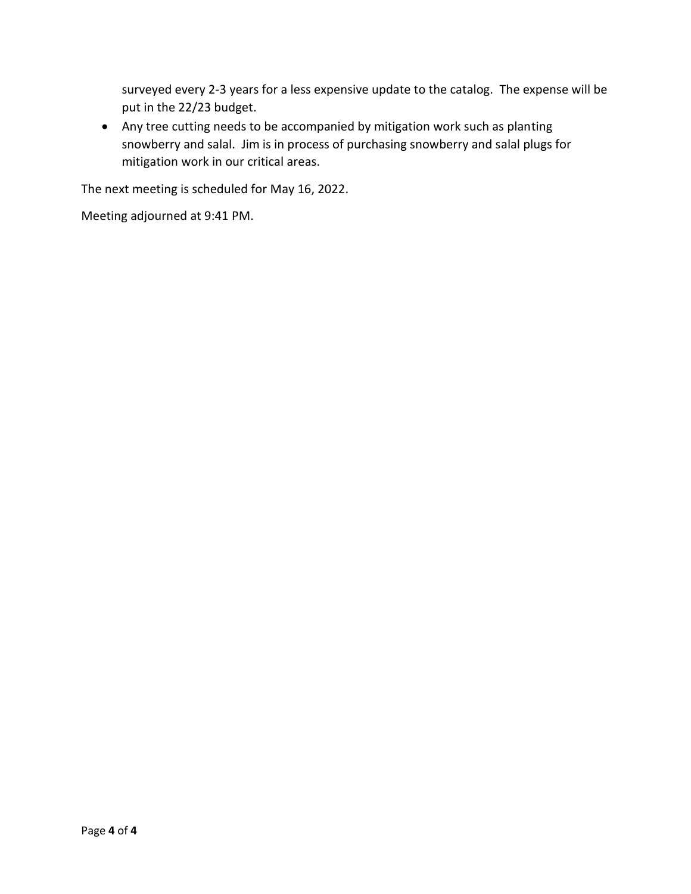surveyed every 2-3 years for a less expensive update to the catalog. The expense will be put in the 22/23 budget.

- Any tree cutting needs to be accompanied by mitigation work such as planting snowberry and salal. Jim is in process of purchasing snowberry and salal plugs for mitigation work in our critical areas.

The next meeting is scheduled for May 16, 2022.

Meeting adjourned at 9:41 PM.